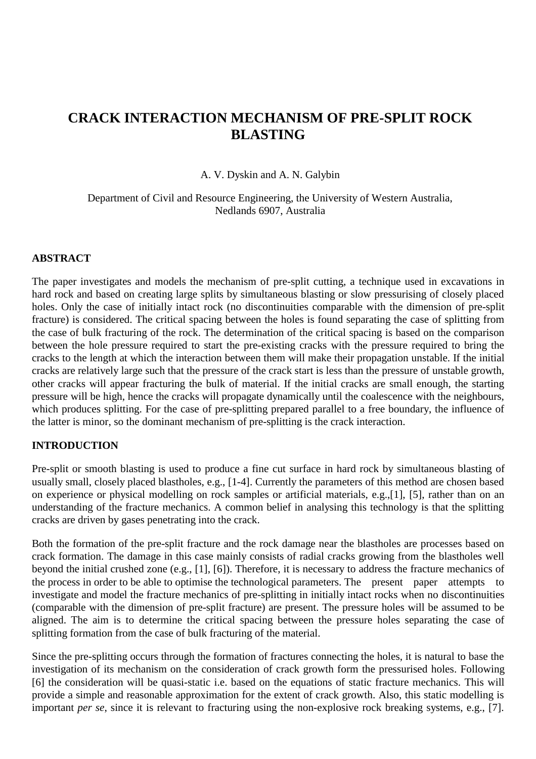# CRACK INTERACTION MECHANISM OF PRE-SPLIT ROCK BLASTING

A. V. Dyskin and A. N. Galybin

Department of Civil and Resource Engineering, the University of Western Australia, Nedlands 6907, Australia

## ABSTRACT

The paper investigates and models the mechanism of pre-split cutting, a technique used in excavations in hard rock and based on creating large splits by simultaneous blasting or slow pressurising of closely placed holes. Only the case of initially intact rock (no discontinuities comparable with the dimension of pre-split fracture) is considered. The critical spacing between the holes is found separating the case of splitting from the case of bulk fracturing of the rock. The determination of the critical spacing is based on the comparison between the hole pressure required to start the pre-existing cracks with the pressure required to bring the cracks to the length at which the interaction between them will make their propagation unstable. If the initial cracks are relatively large such that the pressure of the crack start is less than the pressure of unstable growth, other cracks will appear fracturing the bulk of material. If the initial cracks are small enough, the starting pressure will be high, hence the cracks will propagate dynamically until the coalescence with the neighbours, which produces splitting. For the case of pre-splitting prepared parallel to a free boundary, the influence of the latter is minor, so the dominant mechanism of pre-splitting is the crack interaction.

## INTRODUCTION

Pre-split or smooth blasting is used to produce a fine cut surface in hard rock by simultaneous blasting of usually small, closely placed blastholes, e.g., [1-4]. Currently the parameters of this method are chosen based on experience or physical modelling on rock samples or artificial materials, e.g.,[1], [5], rather than on an understanding of the fracture mechanics. A common belief in analysing this technology is that the splitting cracks are driven by gases penetrating into the crack.

Both the formation of the pre-split fracture and the rock damage near the blastholes are processes based on crack formation. The damage in this case mainly consists of radial cracks growing from the blastholes well beyond the initial crushed zone (e.g., [1], [6]). Therefore, it is necessary to address the fracture mechanics of the process in order to be able to optimise the technological parameters. The present paper attempts to investigate and model the fracture mechanics of pre-splitting in initially intact rocks when no discontinuities (comparable with the dimension of pre-split fracture) are present. The pressure holes will be assumed to be aligned. The aim is to determine the critical spacing between the pressure holes separating the case of splitting formation from the case of bulk fracturing of the material.

Since the pre-splitting occurs through the formation of fractures connecting the holes, it is natural to base the investigation of its mechanism on the consideration of crack growth form the pressurised holes. Following [6] the consideration will be quasi-static i.e. based on the equations of static fracture mechanics. This will provide a simple and reasonable approximation for the extent of crack growth. Also, this static modelling is important *per se*, since it is relevant to fracturing using the non-explosive rock breaking systems, e.g., [7].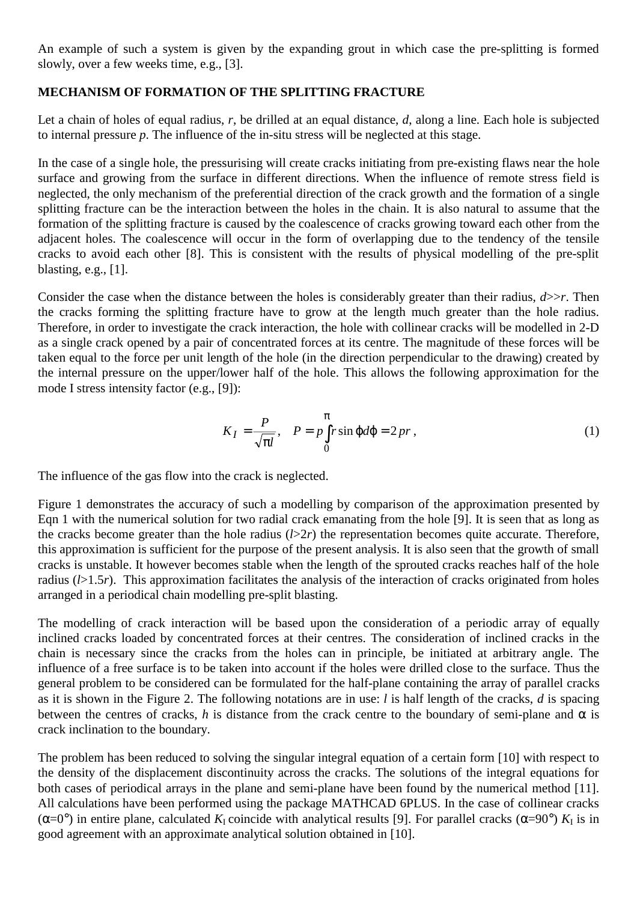An example of such a system is given by the expanding grout in which case the pre-splitting is formed slowly, over a few weeks time, e.g., [3].

**MECHANISM OF FORMATION OF THE SPLITTING FRACTURE**

Let a chain of holes of equal radius, $r$, be drilled at an equal distance, $d$, along a line. Each hole is subjected to internal pressure $p$. The influence of the in-situ stress will be neglected at this stage.

In the case of a single hole, the pressurising will create cracks initiating from pre-existing flaws near the hole surface and growing from the surface in different directions. When the influence of remote stress field is neglected, the only mechanism of the preferential direction of the crack growth and the formation of a single splitting fracture can be the interaction between the holes in the chain. It is also natural to assume that the formation of the splitting fracture is caused by the coalescence of cracks growing toward each other from the adjacent holes. The coalescence will occur in the form of overlapping due to the tendency of the tensile cracks to avoid each other [8]. This is consistent with the results of physical modelling of the pre-split blasting, e.g., [1].

Consider the case when the distance between the holes is considerably greater than their radius, $d>>r$. Then the cracks forming the splitting fracture have to grow at the length much greater than the hole radius. Therefore, in order to investigate the crack interaction, the hole with collinear cracks will be modelled in 2-D as a single crack opened by a pair of concentrated forces at its centre. The magnitude of these forces will be taken equal to the force per unit length of the hole (in the direction perpendicular to the drawing) created by the internal pressure on the upper/lower half of the hole. This allows the following approximation for the mode I stress intensity factor (e.g., [9]):

$$K_I = \frac{P}{\sqrt{\pi l}}, \quad P = p\int_0^{\pi} r \sin\varphi d\varphi = 2pr \,, \tag{1}$$

The influence of the gas flow into the crack is neglected.

Figure 1 demonstrates the accuracy of such a modelling by comparison of the approximation presented by Eqn 1 with the numerical solution for two radial crack emanating from the hole [9]. It is seen that as long as the cracks become greater than the hole radius ($l$>2$r$) the representation becomes quite accurate. Therefore, this approximation is sufficient for the purpose of the present analysis. It is also seen that the growth of small cracks is unstable. It however becomes stable when the length of the sprouted cracks reaches half of the hole radius ($l$>1.5$r$). This approximation facilitates the analysis of the interaction of cracks originated from holes arranged in a periodical chain modelling pre-split blasting.

The modelling of crack interaction will be based upon the consideration of a periodic array of equally inclined cracks loaded by concentrated forces at their centres. The consideration of inclined cracks in the chain is necessary since the cracks from the holes can in principle, be initiated at arbitrary angle. The influence of a free surface is to be taken into account if the holes were drilled close to the surface. Thus the general problem to be considered can be formulated for the half-plane containing the array of parallel cracks as it is shown in the Figure 2. The following notations are in use: $l$ is half length of the cracks, $d$ is spacing between the centres of cracks, $h$ is distance from the crack centre to the boundary of semi-plane and $\alpha$ is crack inclination to the boundary.

The problem has been reduced to solving the singular integral equation of a certain form [10] with respect to the density of the displacement discontinuity across the cracks. The solutions of the integral equations for both cases of periodical arrays in the plane and semi-plane have been found by the numerical method [11]. All calculations have been performed using the package MATHCAD 6PLUS. In the case of collinear cracks ($\alpha$=0°) in entire plane, calculated $K_I$ coincide with analytical results [9]. For parallel cracks ($\alpha$=90°) $K_I$ is in good agreement with an approximate analytical solution obtained in [10].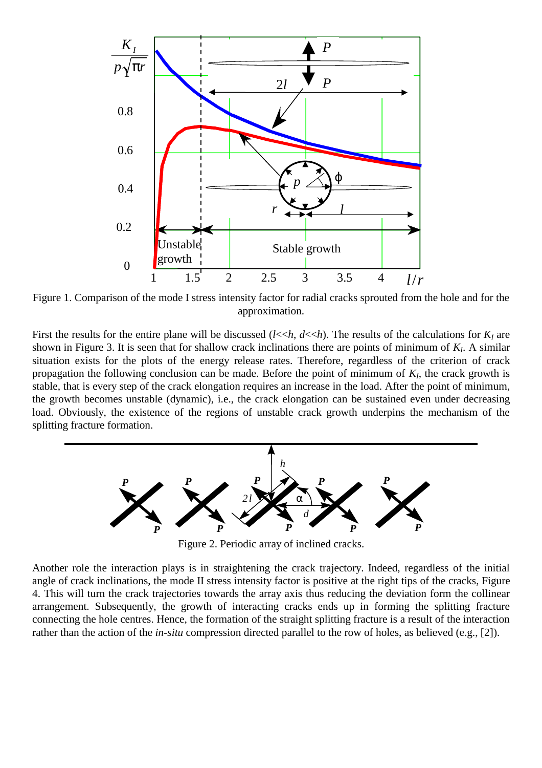Figure 1. Comparison of the mode I stress intensity factor for radial cracks sprouted from the hole and for the approximation.

First the results for the entire plane will be discussed ($l$<<$h$, $d$<<$h$). The results of the calculations for $K_I$ are shown in Figure 3. It is seen that for shallow crack inclinations there are points of minimum of $K_I$. A similar situation exists for the plots of the energy release rates. Therefore, regardless of the criterion of crack propagation the following conclusion can be made. Before the point of minimum of $K_I$, the crack growth is stable, that is every step of the crack elongation requires an increase in the load. After the point of minimum, the growth becomes unstable (dynamic), i.e., the crack elongation can be sustained even under decreasing load. Obviously, the existence of the regions of unstable crack growth underpins the mechanism of the splitting fracture formation.

Figure 2. Periodic array of inclined cracks.

Another role the interaction plays is in straightening the crack trajectory. Indeed, regardless of the initial angle of crack inclinations, the mode II stress intensity factor is positive at the right tips of the cracks, Figure 4. This will turn the crack trajectories towards the array axis thus reducing the deviation form the collinear arrangement. Subsequently, the growth of interacting cracks ends up in forming the splitting fracture connecting the hole centres. Hence, the formation of the straight splitting fracture is a result of the interaction rather than the action of the *in-situ* compression directed parallel to the row of holes, as believed (e.g., [2]).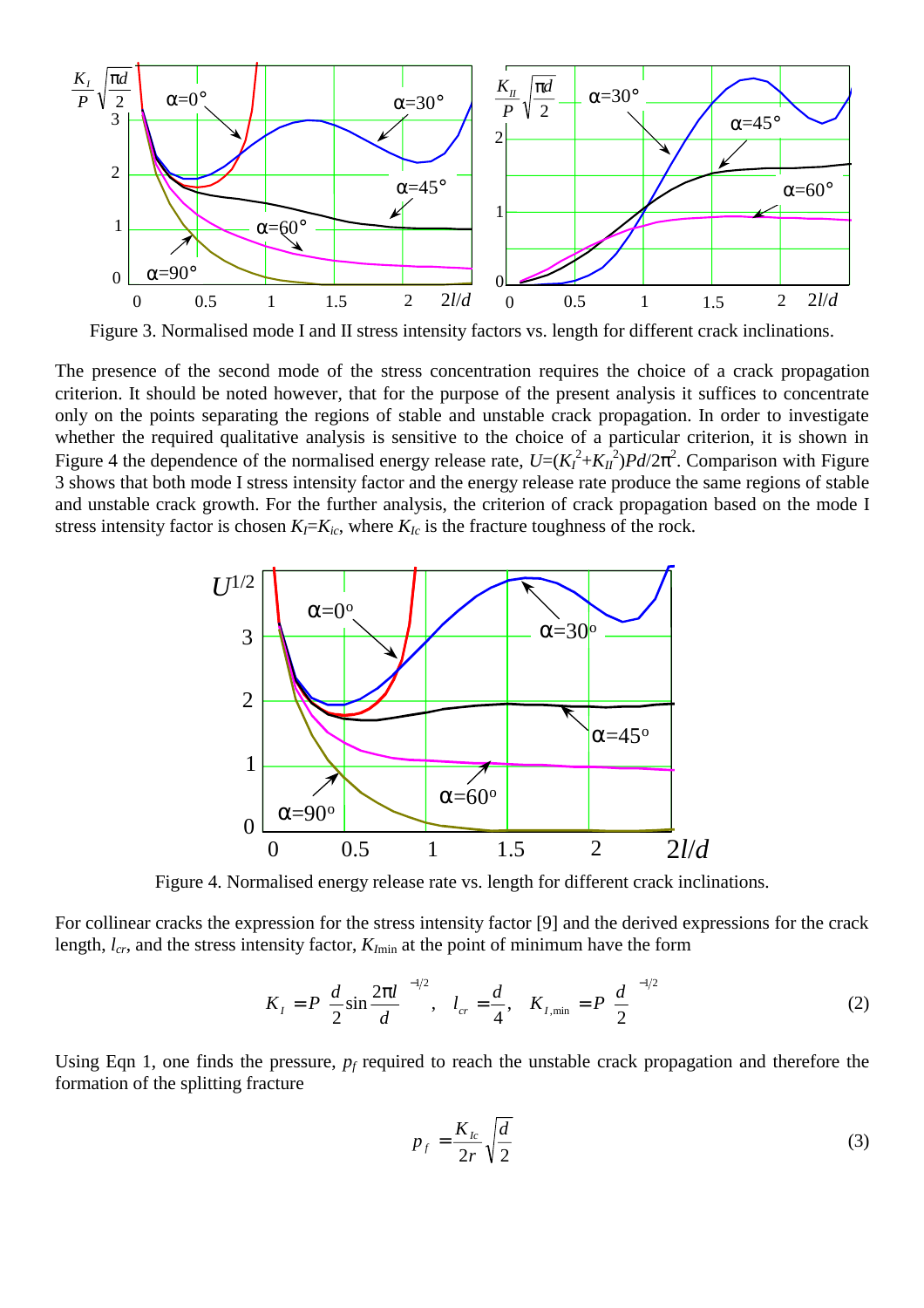Figure 3. Normalised mode I and II stress intensity factors vs. length for different crack inclinations.

The presence of the second mode of the stress concentration requires the choice of a crack propagation criterion. It should be noted however, that for the purpose of the present analysis it suffices to concentrate only on the points separating the regions of stable and unstable crack propagation. In order to investigate whether the required qualitative analysis is sensitive to the choice of a particular criterion, it is shown in Figure 4 the dependence of the normalised energy release rate, $U=(K_I^2+K_{II}^2)Pd/2\pi^2$. Comparison with Figure 3 shows that both mode I stress intensity factor and the energy release rate produce the same regions of stable and unstable crack growth. For the further analysis, the criterion of crack propagation based on the mode I stress intensity factor is chosen $K_I=K_{Ic}$, where $K_{Ic}$ is the fracture toughness of the rock.

Figure 4. Normalised energy release rate vs. length for different crack inclinations.

For collinear cracks the expression for the stress intensity factor [9] and the derived expressions for the crack length, $l_{cr}$, and the stress intensity factor, $K_{I\min}$ at the point of minimum have the form

$$K_I = P\left(\frac{d}{2}\sin\frac{2\pi l}{d}\right)^{-1/2}, \quad l_{cr} = \frac{d}{4}, \quad K_{I,\min} = P\left(\frac{d}{2}\right)^{-1/2} \tag{2}$$

Using Eqn 1, one finds the pressure, $p_f$ required to reach the unstable crack propagation and therefore the formation of the splitting fracture

$$p_f = \frac{K_{Ic}}{2r}\sqrt{\frac{d}{2}} \tag{3}$$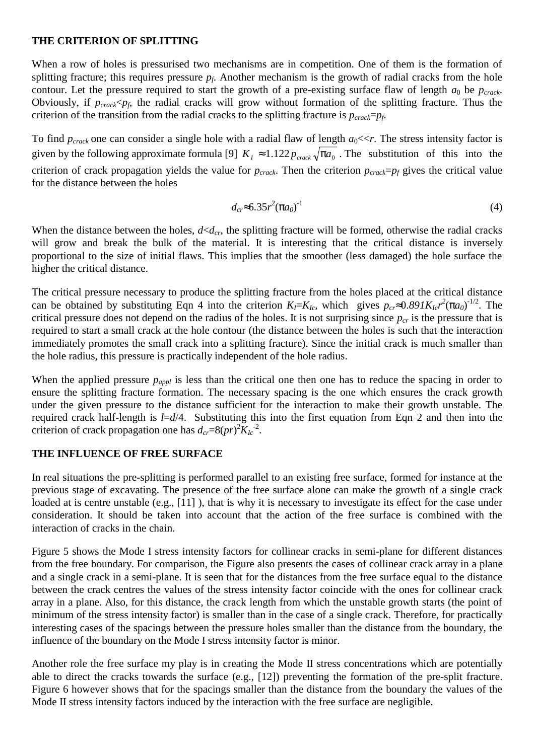### THE CRITERION OF SPLITTING

When a row of holes is pressurised two mechanisms are in competition. One of them is the formation of splitting fracture; this requires pressure $p_f$. Another mechanism is the growth of radial cracks from the hole contour. Let the pressure required to start the growth of a pre-existing surface flaw of length $a_0$ be $p_{crack}$. Obviously, if $p_{crack}<p_f$, the radial cracks will grow without formation of the splitting fracture. Thus the criterion of the transition from the radial cracks to the splitting fracture is $p_{crack}=p_f$.

To find $p_{crack}$ one can consider a single hole with a radial flaw of length $a_0<<r$. The stress intensity factor is given by the following approximate formula [9] $K_I \approx 1.122\, p_{crack}\sqrt{\pi a_0}$. The substitution of this into the criterion of crack propagation yields the value for $p_{crack}$. Then the criterion $p_{crack}=p_f$ gives the critical value for the distance between the holes

$$d_{cr} \approx 6.35 r^2 (\pi a_0)^{-1} \tag{4}$$

When the distance between the holes, $d<d_{cr}$, the splitting fracture will be formed, otherwise the radial cracks will grow and break the bulk of the material. It is interesting that the critical distance is inversely proportional to the size of initial flaws. This implies that the smoother (less damaged) the hole surface the higher the critical distance.

The critical pressure necessary to produce the splitting fracture from the holes placed at the critical distance can be obtained by substituting Eqn 4 into the criterion $K_I=K_{Ic}$, which gives $p_{cr} \approx 0.891 K_{Ic} r^2 (\pi a_0)^{-1/2}$. The critical pressure does not depend on the radius of the holes. It is not surprising since $p_{cr}$ is the pressure that is required to start a small crack at the hole contour (the distance between the holes is such that the interaction immediately promotes the small crack into a splitting fracture). Since the initial crack is much smaller than the hole radius, this pressure is practically independent of the hole radius.

When the applied pressure $p_{appl}$ is less than the critical one then one has to reduce the spacing in order to ensure the splitting fracture formation. The necessary spacing is the one which ensures the crack growth under the given pressure to the distance sufficient for the interaction to make their growth unstable. The required crack half-length is $l=d/4$. Substituting this into the first equation from Eqn 2 and then into the criterion of crack propagation one has $d_{cr}=8(pr)^2 K_{Ic}^{-2}$.

### THE INFLUENCE OF FREE SURFACE

In real situations the pre-splitting is performed parallel to an existing free surface, formed for instance at the previous stage of excavating. The presence of the free surface alone can make the growth of a single crack loaded at is centre unstable (e.g., [11] ), that is why it is necessary to investigate its effect for the case under consideration. It should be taken into account that the action of the free surface is combined with the interaction of cracks in the chain.

Figure 5 shows the Mode I stress intensity factors for collinear cracks in semi-plane for different distances from the free boundary. For comparison, the Figure also presents the cases of collinear crack array in a plane and a single crack in a semi-plane. It is seen that for the distances from the free surface equal to the distance between the crack centres the values of the stress intensity factor coincide with the ones for collinear crack array in a plane. Also, for this distance, the crack length from which the unstable growth starts (the point of minimum of the stress intensity factor) is smaller than in the case of a single crack. Therefore, for practically interesting cases of the spacings between the pressure holes smaller than the distance from the boundary, the influence of the boundary on the Mode I stress intensity factor is minor.

Another role the free surface my play is in creating the Mode II stress concentrations which are potentially able to direct the cracks towards the surface (e.g., [12]) preventing the formation of the pre-split fracture. Figure 6 however shows that for the spacings smaller than the distance from the boundary the values of the Mode II stress intensity factors induced by the interaction with the free surface are negligible.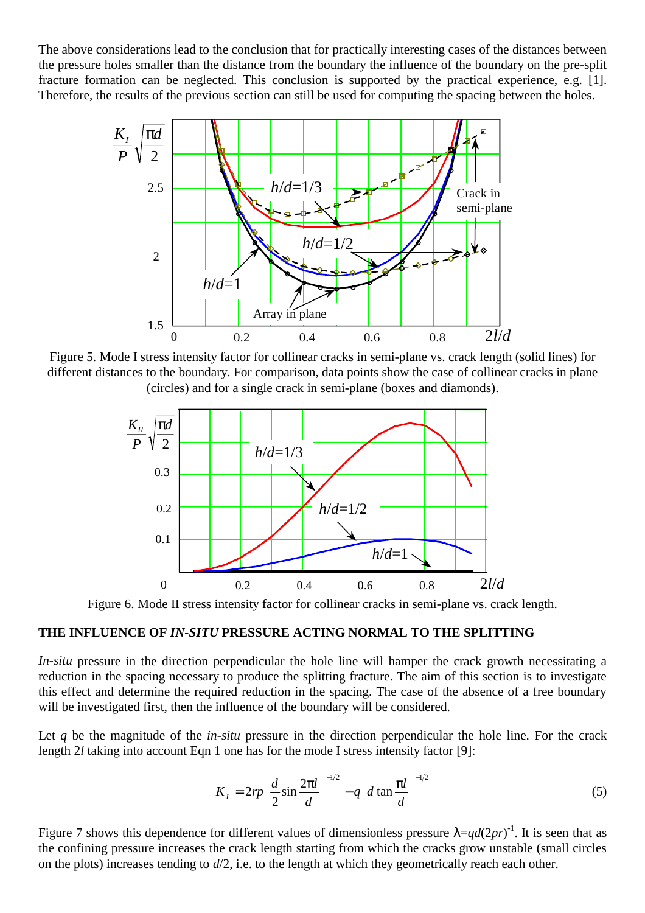The above considerations lead to the conclusion that for practically interesting cases of the distances between the pressure holes smaller than the distance from the boundary the influence of the boundary on the pre-split fracture formation can be neglected. This conclusion is supported by the practical experience, e.g. [1]. Therefore, the results of the previous section can still be used for computing the spacing between the holes.

Figure 5. Mode I stress intensity factor for collinear cracks in semi-plane vs. crack length (solid lines) for different distances to the boundary. For comparison, data points show the case of collinear cracks in plane (circles) and for a single crack in semi-plane (boxes and diamonds).

Figure 6. Mode II stress intensity factor for collinear cracks in semi-plane vs. crack length.

## THE INFLUENCE OF *IN-SITU* PRESSURE ACTING NORMAL TO THE SPLITTING

*In-situ* pressure in the direction perpendicular the hole line will hamper the crack growth necessitating a reduction in the spacing necessary to produce the splitting fracture. The aim of this section is to investigate this effect and determine the required reduction in the spacing. The case of the absence of a free boundary will be investigated first, then the influence of the boundary will be considered.

Let $q$ be the magnitude of the *in-situ* pressure in the direction perpendicular the hole line. For the crack length $2l$ taking into account Eqn 1 one has for the mode I stress intensity factor [9]:

$$K_I = 2rp\left(\frac{d}{2}\sin\frac{2\pi l}{d}\right)^{-1/2} - q\left(d\tan\frac{\pi l}{d}\right)^{-1/2} \tag{5}$$

Figure 7 shows this dependence for different values of dimensionless pressure $\lambda = qd(2pr)^{-1}$. It is seen that as the confining pressure increases the crack length starting from which the cracks grow unstable (small circles on the plots) increases tending to $d/2$, i.e. to the length at which they geometrically reach each other.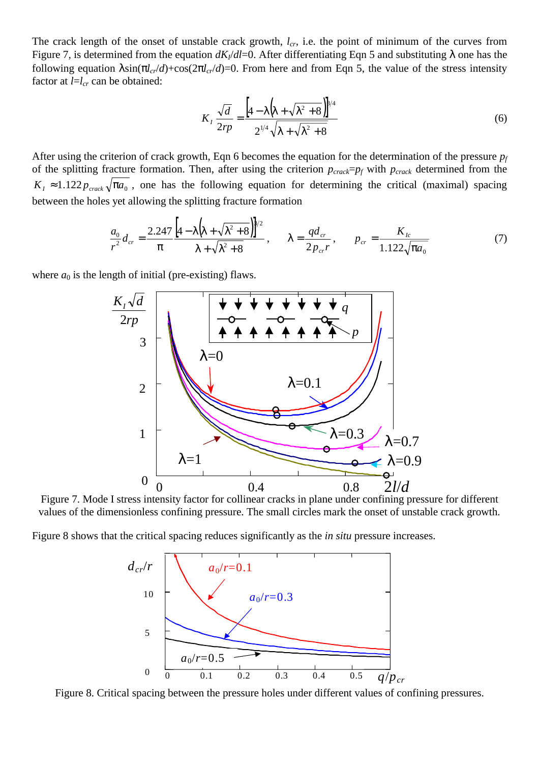The crack length of the onset of unstable crack growth, $l_{cr}$, i.e. the point of minimum of the curves from Figure 7, is determined from the equation $dK_I/dl=0$. After differentiating Eqn 5 and substituting $\lambda$ one has the following equation $\lambda\sin(\pi l_{cr}/d)+\cos(2\pi l_{cr}/d)=0$. From here and from Eqn 5, the value of the stress intensity factor at $l=l_{cr}$ can be obtained:

$$K_I \frac{\sqrt{d}}{2rp} = \frac{\left[4-\lambda\left(\lambda+\sqrt{\lambda^2+8}\right)\right]^{3/4}}{2^{1/4}\sqrt{\lambda+\sqrt{\lambda^2+8}}} \tag{6}$$

After using the criterion of crack growth, Eqn 6 becomes the equation for the determination of the pressure $p_f$ of the splitting fracture formation. Then, after using the criterion $p_{crack}=p_f$ with $p_{crack}$ determined from the $K_I \approx 1.122\, p_{crack}\sqrt{\pi a_0}$, one has the following equation for determining the critical (maximal) spacing between the holes yet allowing the splitting fracture formation

$$\frac{a_0}{r^2} d_{cr} = \frac{2.247}{\pi} \frac{\left[4-\lambda\left(\lambda+\sqrt{\lambda^2+8}\right)\right]^{3/2}}{\lambda+\sqrt{\lambda^2+8}}, \qquad \lambda = \frac{q d_{cr}}{2 p_{cr} r}, \qquad p_{cr} = \frac{K_{Ic}}{1.122\sqrt{\pi a_0}} \tag{7}$$

where $a_0$ is the length of initial (pre-existing) flaws.

Figure 7. Mode I stress intensity factor for collinear cracks in plane under confining pressure for different values of the dimensionless confining pressure. The small circles mark the onset of unstable crack growth.

Figure 8 shows that the critical spacing reduces significantly as the *in situ* pressure increases.

Figure 8. Critical spacing between the pressure holes under different values of confining pressures.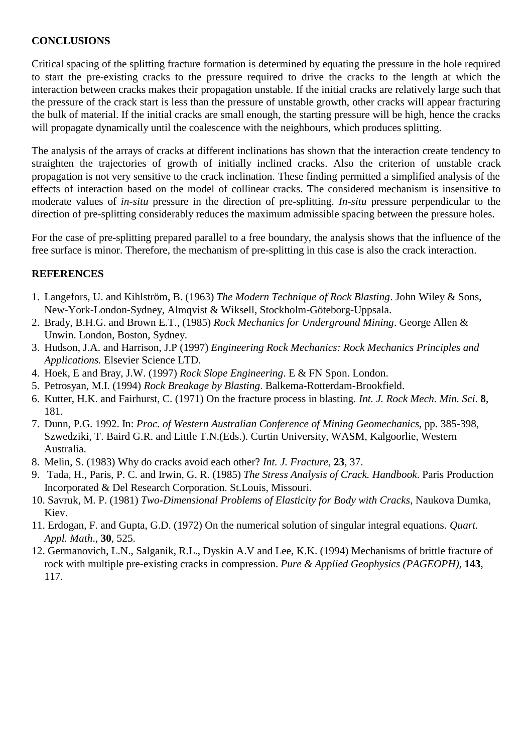## CONCLUSIONS

Critical spacing of the splitting fracture formation is determined by equating the pressure in the hole required to start the pre-existing cracks to the pressure required to drive the cracks to the length at which the interaction between cracks makes their propagation unstable. If the initial cracks are relatively large such that the pressure of the crack start is less than the pressure of unstable growth, other cracks will appear fracturing the bulk of material. If the initial cracks are small enough, the starting pressure will be high, hence the cracks will propagate dynamically until the coalescence with the neighbours, which produces splitting.

The analysis of the arrays of cracks at different inclinations has shown that the interaction create tendency to straighten the trajectories of growth of initially inclined cracks. Also the criterion of unstable crack propagation is not very sensitive to the crack inclination. These finding permitted a simplified analysis of the effects of interaction based on the model of collinear cracks. The considered mechanism is insensitive to moderate values of *in-situ* pressure in the direction of pre-splitting. *In-situ* pressure perpendicular to the direction of pre-splitting considerably reduces the maximum admissible spacing between the pressure holes.

For the case of pre-splitting prepared parallel to a free boundary, the analysis shows that the influence of the free surface is minor. Therefore, the mechanism of pre-splitting in this case is also the crack interaction.

## REFERENCES

1. Langefors, U. and Kihlström, B. (1963) *The Modern Technique of Rock Blasting*. John Wiley & Sons, New-York-London-Sydney, Almqvist & Wiksell, Stockholm-Göteborg-Uppsala.
2. Brady, B.H.G. and Brown E.T., (1985) *Rock Mechanics for Underground Mining*. George Allen & Unwin. London, Boston, Sydney.
3. Hudson, J.A. and Harrison, J.P (1997) *Engineering Rock Mechanics: Rock Mechanics Principles and Applications.* Elsevier Science LTD.
4. Hoek, E and Bray, J.W. (1997) *Rock Slope Engineering*. E & FN Spon. London.
5. Petrosyan, M.I. (1994) *Rock Breakage by Blasting*. Balkema-Rotterdam-Brookfield.
6. Kutter, H.K. and Fairhurst, C. (1971) On the fracture process in blasting. *Int. J. Rock Mech. Min. Sci*. **8**, 181.
7. Dunn, P.G. 1992. In: *Proc. of Western Australian Conference of Mining Geomechanics*, pp. 385-398, Szwedziki, T. Baird G.R. and Little T.N.(Eds.). Curtin University, WASM, Kalgoorlie, Western Australia.
8. Melin, S. (1983) Why do cracks avoid each other? *Int. J. Fracture*, **23**, 37.
9. Tada, H., Paris, P. C. and Irwin, G. R. (1985) *The Stress Analysis of Crack. Handbook*. Paris Production Incorporated & Del Research Corporation. St.Louis, Missouri.
10. Savruk, M. P. (1981) *Two-Dimensional Problems of Elasticity for Body with Cracks*, Naukova Dumka, Kiev.
11. Erdogan, F. and Gupta, G.D. (1972) On the numerical solution of singular integral equations. *Quart. Appl. Math*., **30**, 525.
12. Germanovich, L.N., Salganik, R.L., Dyskin A.V and Lee, K.K. (1994) Mechanisms of brittle fracture of rock with multiple pre-existing cracks in compression. *Pure & Applied Geophysics (PAGEOPH),* **143**, 117.